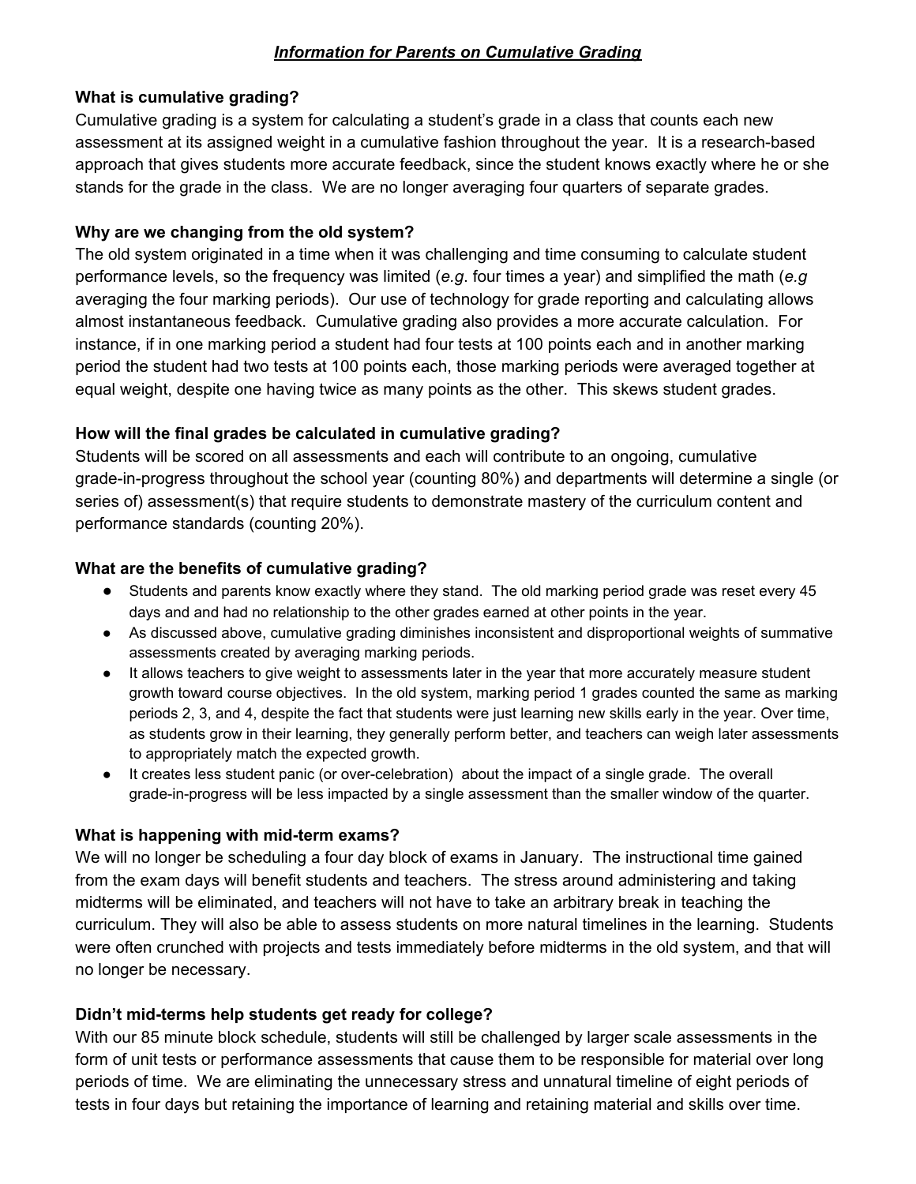# ***Information for Parents on Cumulative Grading***

**What is cumulative grading?**

Cumulative grading is a system for calculating a student's grade in a class that counts each new assessment at its assigned weight in a cumulative fashion throughout the year. It is a research-based approach that gives students more accurate feedback, since the student knows exactly where he or she stands for the grade in the class. We are no longer averaging four quarters of separate grades.

**Why are we changing from the old system?**

The old system originated in a time when it was challenging and time consuming to calculate student performance levels, so the frequency was limited (*e.g.* four times a year) and simplified the math (*e.g* averaging the four marking periods). Our use of technology for grade reporting and calculating allows almost instantaneous feedback. Cumulative grading also provides a more accurate calculation. For instance, if in one marking period a student had four tests at 100 points each and in another marking period the student had two tests at 100 points each, those marking periods were averaged together at equal weight, despite one having twice as many points as the other. This skews student grades.

**How will the final grades be calculated in cumulative grading?**

Students will be scored on all assessments and each will contribute to an ongoing, cumulative grade-in-progress throughout the school year (counting 80%) and departments will determine a single (or series of) assessment(s) that require students to demonstrate mastery of the curriculum content and performance standards (counting 20%).

**What are the benefits of cumulative grading?**

- Students and parents know exactly where they stand. The old marking period grade was reset every 45 days and and had no relationship to the other grades earned at other points in the year.
- As discussed above, cumulative grading diminishes inconsistent and disproportional weights of summative assessments created by averaging marking periods.
- It allows teachers to give weight to assessments later in the year that more accurately measure student growth toward course objectives. In the old system, marking period 1 grades counted the same as marking periods 2, 3, and 4, despite the fact that students were just learning new skills early in the year. Over time, as students grow in their learning, they generally perform better, and teachers can weigh later assessments to appropriately match the expected growth.
- It creates less student panic (or over-celebration) about the impact of a single grade. The overall grade-in-progress will be less impacted by a single assessment than the smaller window of the quarter.

**What is happening with mid-term exams?**

We will no longer be scheduling a four day block of exams in January. The instructional time gained from the exam days will benefit students and teachers. The stress around administering and taking midterms will be eliminated, and teachers will not have to take an arbitrary break in teaching the curriculum. They will also be able to assess students on more natural timelines in the learning. Students were often crunched with projects and tests immediately before midterms in the old system, and that will no longer be necessary.

**Didn't mid-terms help students get ready for college?**

With our 85 minute block schedule, students will still be challenged by larger scale assessments in the form of unit tests or performance assessments that cause them to be responsible for material over long periods of time. We are eliminating the unnecessary stress and unnatural timeline of eight periods of tests in four days but retaining the importance of learning and retaining material and skills over time.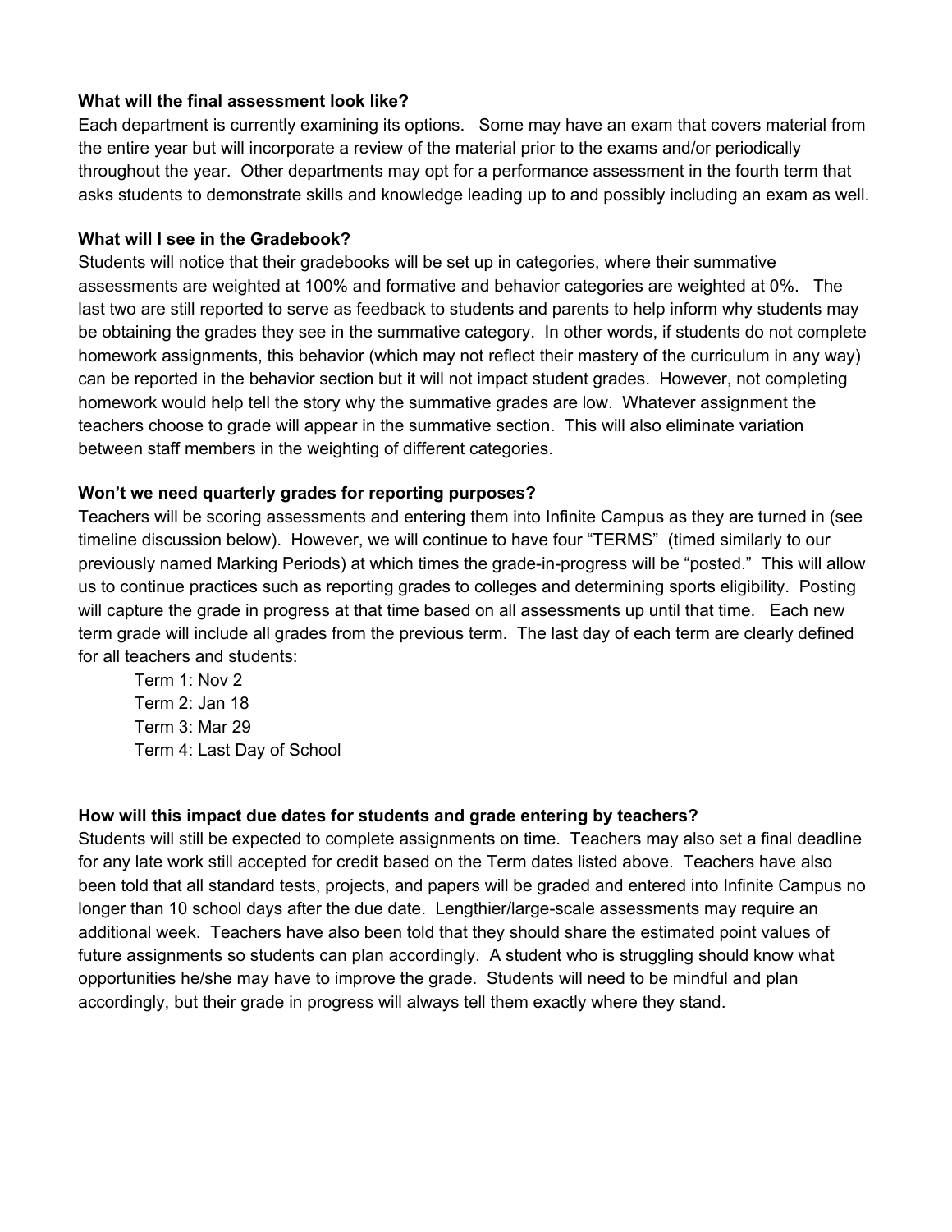**What will the final assessment look like?**

Each department is currently examining its options. Some may have an exam that covers material from the entire year but will incorporate a review of the material prior to the exams and/or periodically throughout the year. Other departments may opt for a performance assessment in the fourth term that asks students to demonstrate skills and knowledge leading up to and possibly including an exam as well.

**What will I see in the Gradebook?**

Students will notice that their gradebooks will be set up in categories, where their summative assessments are weighted at 100% and formative and behavior categories are weighted at 0%. The last two are still reported to serve as feedback to students and parents to help inform why students may be obtaining the grades they see in the summative category. In other words, if students do not complete homework assignments, this behavior (which may not reflect their mastery of the curriculum in any way) can be reported in the behavior section but it will not impact student grades. However, not completing homework would help tell the story why the summative grades are low. Whatever assignment the teachers choose to grade will appear in the summative section. This will also eliminate variation between staff members in the weighting of different categories.

**Won't we need quarterly grades for reporting purposes?**

Teachers will be scoring assessments and entering them into Infinite Campus as they are turned in (see timeline discussion below). However, we will continue to have four "TERMS" (timed similarly to our previously named Marking Periods) at which times the grade-in-progress will be "posted." This will allow us to continue practices such as reporting grades to colleges and determining sports eligibility. Posting will capture the grade in progress at that time based on all assessments up until that time. Each new term grade will include all grades from the previous term. The last day of each term are clearly defined for all teachers and students:

- Term 1: Nov 2
- Term 2: Jan 18
- Term 3: Mar 29
- Term 4: Last Day of School

**How will this impact due dates for students and grade entering by teachers?**

Students will still be expected to complete assignments on time. Teachers may also set a final deadline for any late work still accepted for credit based on the Term dates listed above. Teachers have also been told that all standard tests, projects, and papers will be graded and entered into Infinite Campus no longer than 10 school days after the due date. Lengthier/large-scale assessments may require an additional week. Teachers have also been told that they should share the estimated point values of future assignments so students can plan accordingly. A student who is struggling should know what opportunities he/she may have to improve the grade. Students will need to be mindful and plan accordingly, but their grade in progress will always tell them exactly where they stand.